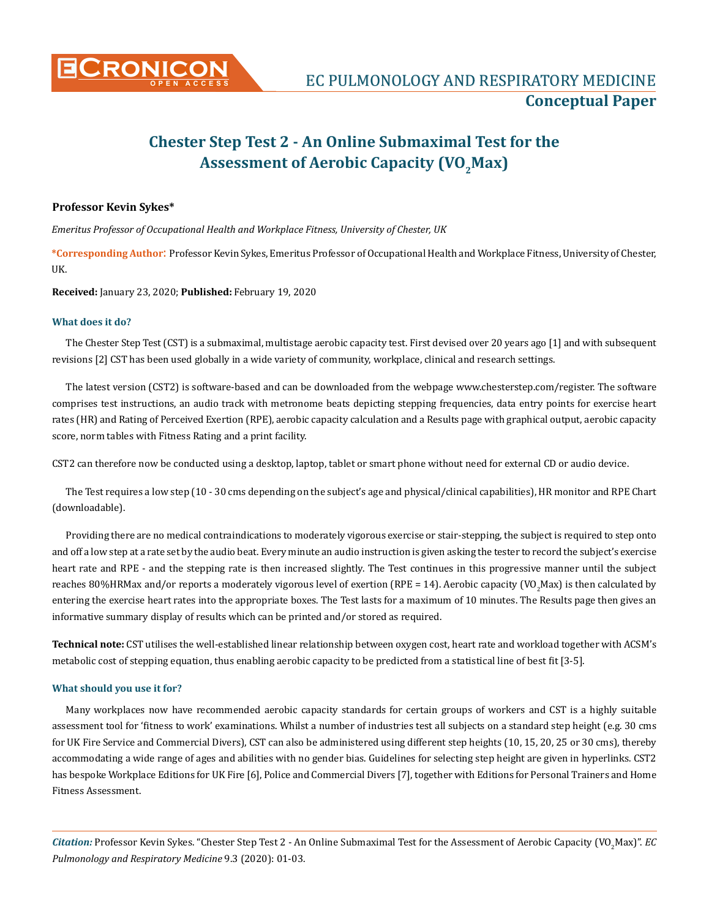Conceptual Paper

# Chester Step Test 2 - An Online Submaximal Test for the Assessment of Aerobic Capacity ($VO_2$Max)

**Professor Kevin Sykes***

*Emeritus Professor of Occupational Health and Workplace Fitness, University of Chester, UK*

***Corresponding Author**: Professor Kevin Sykes, Emeritus Professor of Occupational Health and Workplace Fitness, University of Chester, UK.

**Received:** January 23, 2020; **Published:** February 19, 2020

### What does it do?

The Chester Step Test (CST) is a submaximal, multistage aerobic capacity test. First devised over 20 years ago [1] and with subsequent revisions [2] CST has been used globally in a wide variety of community, workplace, clinical and research settings.

The latest version (CST2) is software-based and can be downloaded from the webpage www.chesterstep.com/register. The software comprises test instructions, an audio track with metronome beats depicting stepping frequencies, data entry points for exercise heart rates (HR) and Rating of Perceived Exertion (RPE), aerobic capacity calculation and a Results page with graphical output, aerobic capacity score, norm tables with Fitness Rating and a print facility.

CST2 can therefore now be conducted using a desktop, laptop, tablet or smart phone without need for external CD or audio device.

The Test requires a low step (10 - 30 cms depending on the subject's age and physical/clinical capabilities), HR monitor and RPE Chart (downloadable).

Providing there are no medical contraindications to moderately vigorous exercise or stair-stepping, the subject is required to step onto and off a low step at a rate set by the audio beat. Every minute an audio instruction is given asking the tester to record the subject's exercise heart rate and RPE - and the stepping rate is then increased slightly. The Test continues in this progressive manner until the subject reaches 80%HRMax and/or reports a moderately vigorous level of exertion (RPE = 14). Aerobic capacity ($VO_2$Max) is then calculated by entering the exercise heart rates into the appropriate boxes. The Test lasts for a maximum of 10 minutes. The Results page then gives an informative summary display of results which can be printed and/or stored as required.

**Technical note:** CST utilises the well-established linear relationship between oxygen cost, heart rate and workload together with ACSM's metabolic cost of stepping equation, thus enabling aerobic capacity to be predicted from a statistical line of best fit [3-5].

### What should you use it for?

Many workplaces now have recommended aerobic capacity standards for certain groups of workers and CST is a highly suitable assessment tool for 'fitness to work' examinations. Whilst a number of industries test all subjects on a standard step height (e.g. 30 cms for UK Fire Service and Commercial Divers), CST can also be administered using different step heights (10, 15, 20, 25 or 30 cms), thereby accommodating a wide range of ages and abilities with no gender bias. Guidelines for selecting step height are given in hyperlinks. CST2 has bespoke Workplace Editions for UK Fire [6], Police and Commercial Divers [7], together with Editions for Personal Trainers and Home Fitness Assessment.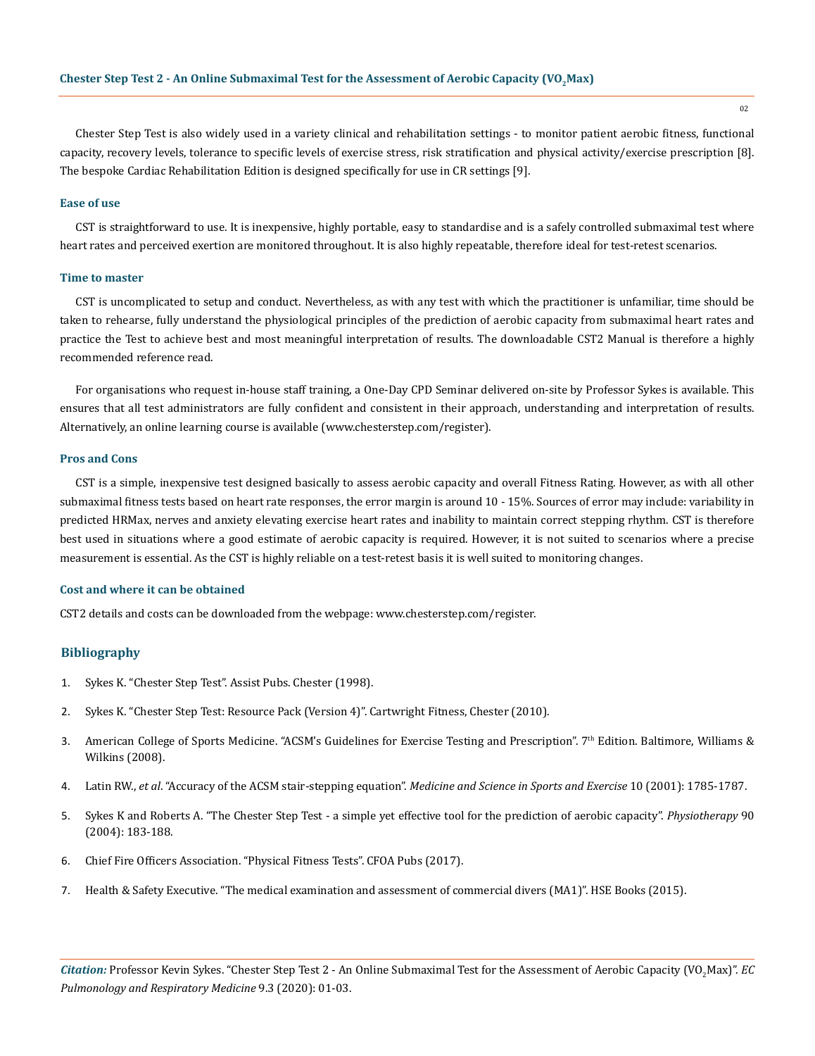Chester Step Test is also widely used in a variety clinical and rehabilitation settings - to monitor patient aerobic fitness, functional capacity, recovery levels, tolerance to specific levels of exercise stress, risk stratification and physical activity/exercise prescription [8]. The bespoke Cardiac Rehabilitation Edition is designed specifically for use in CR settings [9].

### Ease of use

CST is straightforward to use. It is inexpensive, highly portable, easy to standardise and is a safely controlled submaximal test where heart rates and perceived exertion are monitored throughout. It is also highly repeatable, therefore ideal for test-retest scenarios.

### Time to master

CST is uncomplicated to setup and conduct. Nevertheless, as with any test with which the practitioner is unfamiliar, time should be taken to rehearse, fully understand the physiological principles of the prediction of aerobic capacity from submaximal heart rates and practice the Test to achieve best and most meaningful interpretation of results. The downloadable CST2 Manual is therefore a highly recommended reference read.

For organisations who request in-house staff training, a One-Day CPD Seminar delivered on-site by Professor Sykes is available. This ensures that all test administrators are fully confident and consistent in their approach, understanding and interpretation of results. Alternatively, an online learning course is available (www.chesterstep.com/register).

### Pros and Cons

CST is a simple, inexpensive test designed basically to assess aerobic capacity and overall Fitness Rating. However, as with all other submaximal fitness tests based on heart rate responses, the error margin is around 10 - 15%. Sources of error may include: variability in predicted HRMax, nerves and anxiety elevating exercise heart rates and inability to maintain correct stepping rhythm. CST is therefore best used in situations where a good estimate of aerobic capacity is required. However, it is not suited to scenarios where a precise measurement is essential. As the CST is highly reliable on a test-retest basis it is well suited to monitoring changes.

### Cost and where it can be obtained

CST2 details and costs can be downloaded from the webpage: www.chesterstep.com/register.

## Bibliography

1. Sykes K. "Chester Step Test". Assist Pubs. Chester (1998).
2. Sykes K. "Chester Step Test: Resource Pack (Version 4)". Cartwright Fitness, Chester (2010).
3. American College of Sports Medicine. "ACSM's Guidelines for Exercise Testing and Prescription". 7th Edition. Baltimore, Williams & Wilkins (2008).
4. Latin RW., *et al*. "Accuracy of the ACSM stair-stepping equation". *Medicine and Science in Sports and Exercise* 10 (2001): 1785-1787.
5. Sykes K and Roberts A. "The Chester Step Test - a simple yet effective tool for the prediction of aerobic capacity". *Physiotherapy* 90 (2004): 183-188.
6. Chief Fire Officers Association. "Physical Fitness Tests". CFOA Pubs (2017).
7. Health & Safety Executive. "The medical examination and assessment of commercial divers (MA1)". HSE Books (2015).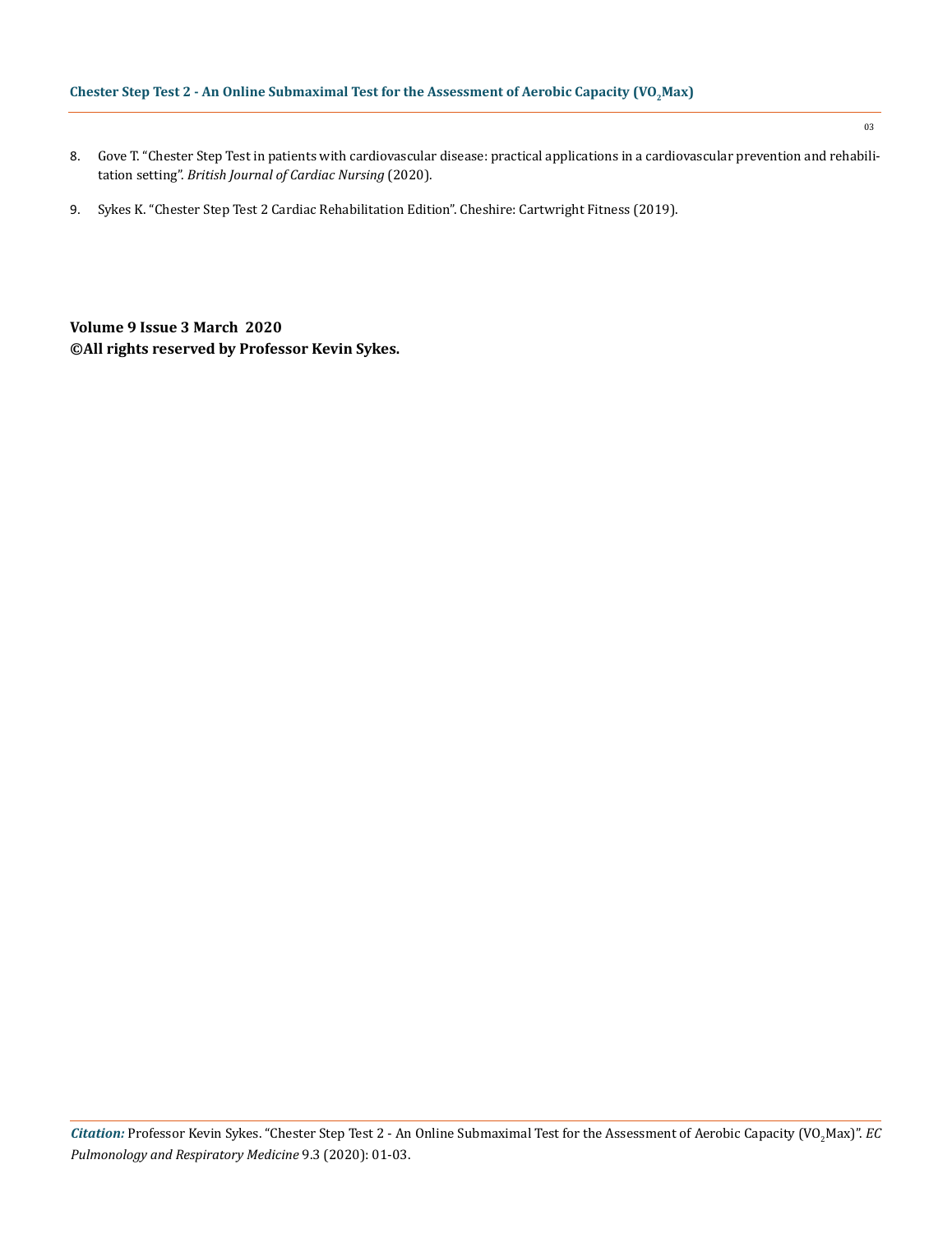8. Gove T. "Chester Step Test in patients with cardiovascular disease: practical applications in a cardiovascular prevention and rehabilitation setting". *British Journal of Cardiac Nursing* (2020).

9. Sykes K. "Chester Step Test 2 Cardiac Rehabilitation Edition". Cheshire: Cartwright Fitness (2019).

**Volume 9 Issue 3 March 2020**
**©All rights reserved by Professor Kevin Sykes.**